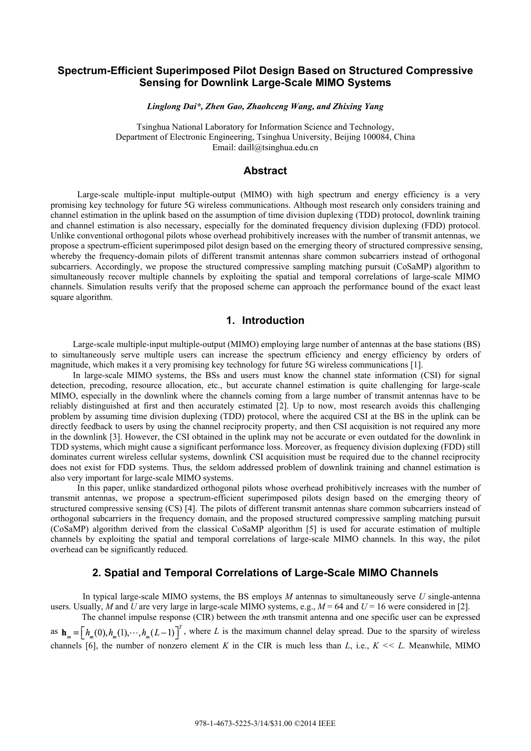# Spectrum-Efficient Superimposed Pilot Design Based on Structured Compressive Sensing for Downlink Large-Scale MIMO Systems

*Linglong Dai\*, Zhen Gao, Zhaohceng Wang, and Zhixing Yang*

Tsinghua National Laboratory for Information Science and Technology,
Department of Electronic Engineering, Tsinghua University, Beijing 100084, China
Email: daill@tsinghua.edu.cn

## Abstract

Large-scale multiple-input multiple-output (MIMO) with high spectrum and energy efficiency is a very promising key technology for future 5G wireless communications. Although most research only considers training and channel estimation in the uplink based on the assumption of time division duplexing (TDD) protocol, downlink training and channel estimation is also necessary, especially for the dominated frequency division duplexing (FDD) protocol. Unlike conventional orthogonal pilots whose overhead prohibitively increases with the number of transmit antennas, we propose a spectrum-efficient superimposed pilot design based on the emerging theory of structured compressive sensing, whereby the frequency-domain pilots of different transmit antennas share common subcarriers instead of orthogonal subcarriers. Accordingly, we propose the structured compressive sampling matching pursuit (CoSaMP) algorithm to simultaneously recover multiple channels by exploiting the spatial and temporal correlations of large-scale MIMO channels. Simulation results verify that the proposed scheme can approach the performance bound of the exact least square algorithm.

## 1. Introduction

Large-scale multiple-input multiple-output (MIMO) employing large number of antennas at the base stations (BS) to simultaneously serve multiple users can increase the spectrum efficiency and energy efficiency by orders of magnitude, which makes it a very promising key technology for future 5G wireless communications [1].

In large-scale MIMO systems, the BSs and users must know the channel state information (CSI) for signal detection, precoding, resource allocation, etc., but accurate channel estimation is quite challenging for large-scale MIMO, especially in the downlink where the channels coming from a large number of transmit antennas have to be reliably distinguished at first and then accurately estimated [2]. Up to now, most research avoids this challenging problem by assuming time division duplexing (TDD) protocol, where the acquired CSI at the BS in the uplink can be directly feedback to users by using the channel reciprocity property, and then CSI acquisition is not required any more in the downlink [3]. However, the CSI obtained in the uplink may not be accurate or even outdated for the downlink in TDD systems, which might cause a significant performance loss. Moreover, as frequency division duplexing (FDD) still dominates current wireless cellular systems, downlink CSI acquisition must be required due to the channel reciprocity does not exist for FDD systems. Thus, the seldom addressed problem of downlink training and channel estimation is also very important for large-scale MIMO systems.

In this paper, unlike standardized orthogonal pilots whose overhead prohibitively increases with the number of transmit antennas, we propose a spectrum-efficient superimposed pilots design based on the emerging theory of structured compressive sensing (CS) [4]. The pilots of different transmit antennas share common subcarriers instead of orthogonal subcarriers in the frequency domain, and the proposed structured compressive sampling matching pursuit (CoSaMP) algorithm derived from the classical CoSaMP algorithm [5] is used for accurate estimation of multiple channels by exploiting the spatial and temporal correlations of large-scale MIMO channels. In this way, the pilot overhead can be significantly reduced.

## 2. Spatial and Temporal Correlations of Large-Scale MIMO Channels

In typical large-scale MIMO systems, the BS employs $M$ antennas to simultaneously serve $U$ single-antenna users. Usually, $M$ and $U$ are very large in large-scale MIMO systems, e.g., $M = 64$ and $U = 16$ were considered in [2].

The channel impulse response (CIR) between the $m$th transmit antenna and one specific user can be expressed as $\mathbf{h}_m = \left[h_m(0), h_m(1), \cdots, h_m(L-1)\right]^T$, where $L$ is the maximum channel delay spread. Due to the sparsity of wireless channels [6], the number of nonzero element $K$ in the CIR is much less than $L$, i.e., $K << L$. Meanwhile, MIMO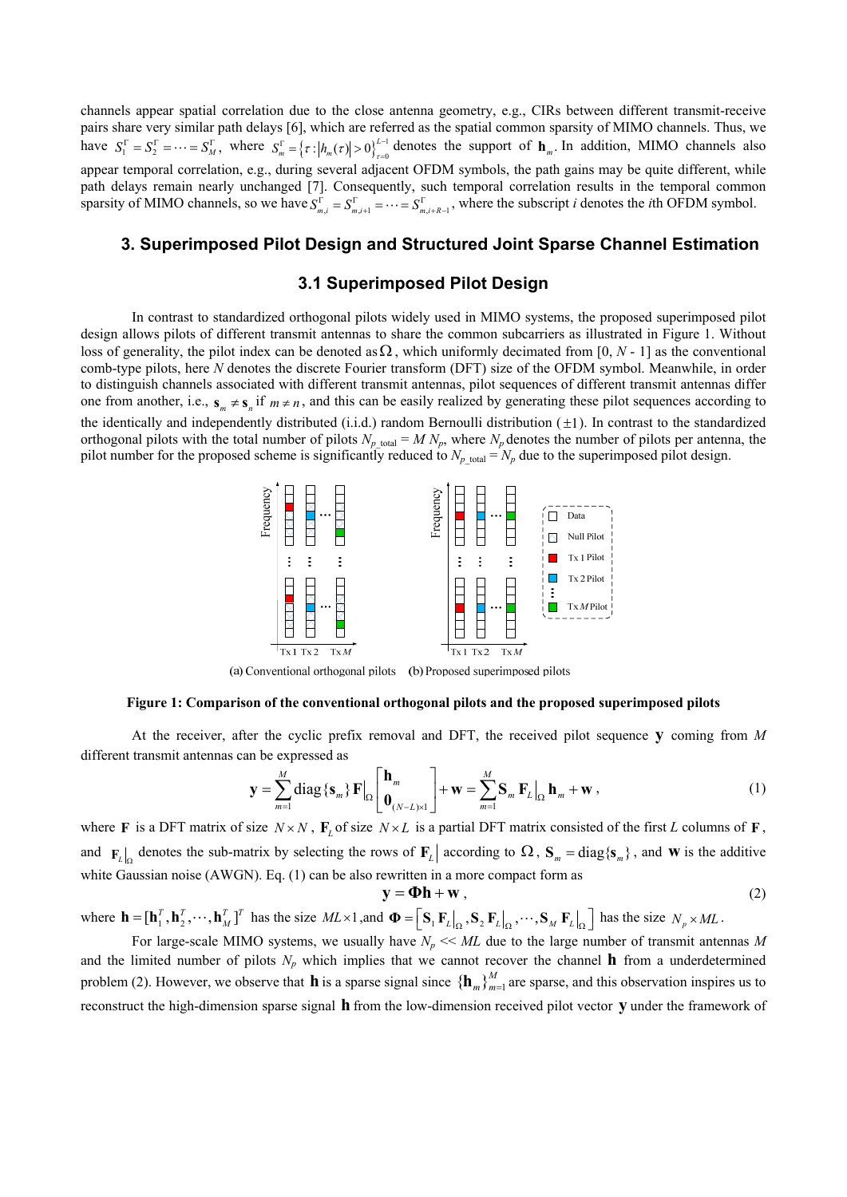channels appear spatial correlation due to the close antenna geometry, e.g., CIRs between different transmit-receive pairs share very similar path delays [6], which are referred as the spatial common sparsity of MIMO channels. Thus, we have $S_1^\Gamma = S_2^\Gamma = \cdots = S_M^\Gamma$, where $S_m^\Gamma = \left\{\tau : |h_m(\tau)| > 0\right\}_{\tau=0}^{L-1}$ denotes the support of $\mathbf{h}_m$. In addition, MIMO channels also appear temporal correlation, e.g., during several adjacent OFDM symbols, the path gains may be quite different, while path delays remain nearly unchanged [7]. Consequently, such temporal correlation results in the temporal common sparsity of MIMO channels, so we have $S_{m,i}^\Gamma = S_{m,i+1}^\Gamma = \cdots = S_{m,i+R-1}^\Gamma$, where the subscript $i$ denotes the $i$th OFDM symbol.

## 3. Superimposed Pilot Design and Structured Joint Sparse Channel Estimation

### 3.1 Superimposed Pilot Design

In contrast to standardized orthogonal pilots widely used in MIMO systems, the proposed superimposed pilot design allows pilots of different transmit antennas to share the common subcarriers as illustrated in Figure 1. Without loss of generality, the pilot index can be denoted as $\Omega$, which uniformly decimated from [0, $N$ - 1] as the conventional comb-type pilots, here $N$ denotes the discrete Fourier transform (DFT) size of the OFDM symbol. Meanwhile, in order to distinguish channels associated with different transmit antennas, pilot sequences of different transmit antennas differ one from another, i.e., $\mathbf{s}_m \neq \mathbf{s}_n$ if $m \neq n$, and this can be easily realized by generating these pilot sequences according to the identically and independently distributed (i.i.d.) random Bernoulli distribution ($\pm 1$). In contrast to the standardized orthogonal pilots with the total number of pilots $N_{p\_\text{total}} = M N_p$, where $N_p$ denotes the number of pilots per antenna, the pilot number for the proposed scheme is significantly reduced to $N_{p\_\text{total}} = N_p$ due to the superimposed pilot design.

(a) Conventional orthogonal pilots (b) Proposed superimposed pilots

**Figure 1: Comparison of the conventional orthogonal pilots and the proposed superimposed pilots**

At the receiver, after the cyclic prefix removal and DFT, the received pilot sequence $\mathbf{y}$ coming from $M$ different transmit antennas can be expressed as

$$\mathbf{y} = \sum_{m=1}^{M} \text{diag}\{\mathbf{s}_m\} \mathbf{F}\big|_\Omega \begin{bmatrix} \mathbf{h}_m \\ \mathbf{0}_{(N-L)\times 1} \end{bmatrix} + \mathbf{w} = \sum_{m=1}^{M} \mathbf{S}_m \mathbf{F}_L\big|_\Omega \mathbf{h}_m + \mathbf{w}, \tag{1}$$

where $\mathbf{F}$ is a DFT matrix of size $N \times N$, $\mathbf{F}_L$ of size $N \times L$ is a partial DFT matrix consisted of the first $L$ columns of $\mathbf{F}$, and $\mathbf{F}_L\big|_\Omega$ denotes the sub-matrix by selecting the rows of $\mathbf{F}_L\big|$ according to $\Omega$, $\mathbf{S}_m = \text{diag}\{\mathbf{s}_m\}$, and $\mathbf{w}$ is the additive white Gaussian noise (AWGN). Eq. (1) can be also rewritten in a more compact form as

$$\mathbf{y} = \mathbf{\Phi}\mathbf{h} + \mathbf{w}, \tag{2}$$

where $\mathbf{h} = [\mathbf{h}_1^T, \mathbf{h}_2^T, \cdots, \mathbf{h}_M^T]^T$ has the size $ML \times 1$, and $\mathbf{\Phi} = \left[\mathbf{S}_1 \mathbf{F}_L\big|_\Omega, \mathbf{S}_2 \mathbf{F}_L\big|_\Omega, \cdots, \mathbf{S}_M \mathbf{F}_L\big|_\Omega\right]$ has the size $N_p \times ML$.

For large-scale MIMO systems, we usually have $N_p \ll ML$ due to the large number of transmit antennas $M$ and the limited number of pilots $N_p$ which implies that we cannot recover the channel $\mathbf{h}$ from a underdetermined problem (2). However, we observe that $\mathbf{h}$ is a sparse signal since $\{\mathbf{h}_m\}_{m=1}^M$ are sparse, and this observation inspires us to reconstruct the high-dimension sparse signal $\mathbf{h}$ from the low-dimension received pilot vector $\mathbf{y}$ under the framework of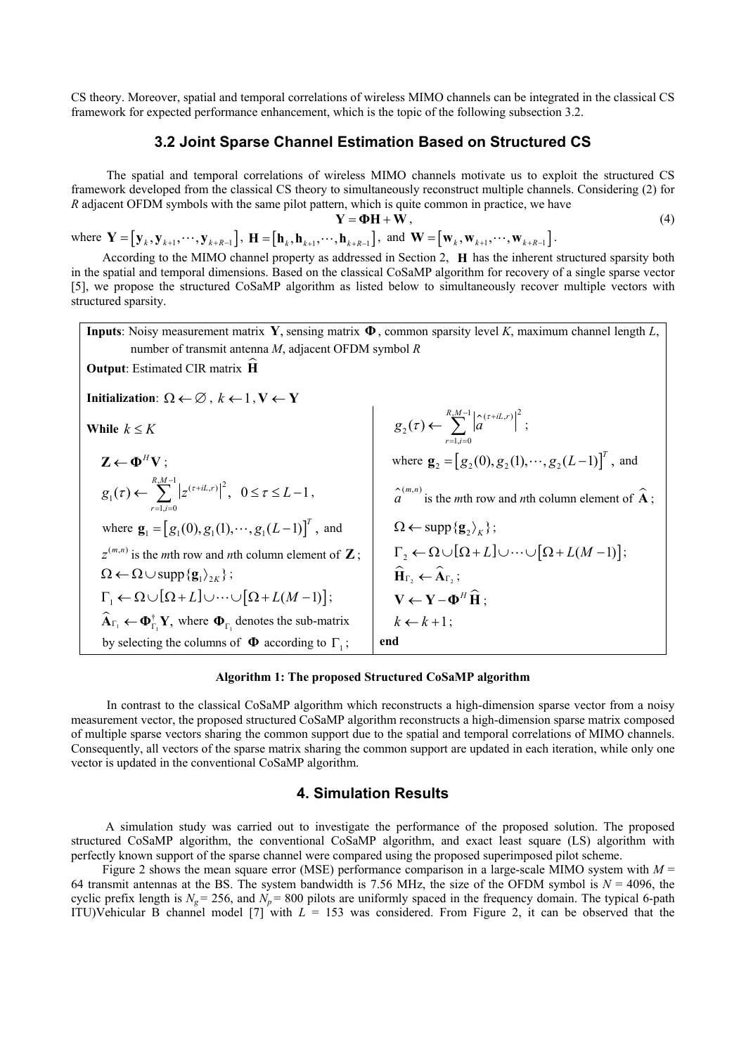CS theory. Moreover, spatial and temporal correlations of wireless MIMO channels can be integrated in the classical CS framework for expected performance enhancement, which is the topic of the following subsection 3.2.

## 3.2 Joint Sparse Channel Estimation Based on Structured CS

The spatial and temporal correlations of wireless MIMO channels motivate us to exploit the structured CS framework developed from the classical CS theory to simultaneously reconstruct multiple channels. Considering (2) for $R$ adjacent OFDM symbols with the same pilot pattern, which is quite common in practice, we have

$$\mathbf{Y} = \mathbf{\Phi}\mathbf{H} + \mathbf{W}, \tag{4}$$

where $\mathbf{Y} = \left[\mathbf{y}_k, \mathbf{y}_{k+1}, \cdots, \mathbf{y}_{k+R-1}\right]$, $\mathbf{H} = \left[\mathbf{h}_k, \mathbf{h}_{k+1}, \cdots, \mathbf{h}_{k+R-1}\right]$, and $\mathbf{W} = \left[\mathbf{w}_k, \mathbf{w}_{k+1}, \cdots, \mathbf{w}_{k+R-1}\right]$.

According to the MIMO channel property as addressed in Section 2, $\mathbf{H}$ has the inherent structured sparsity both in the spatial and temporal dimensions. Based on the classical CoSaMP algorithm for recovery of a single sparse vector [5], we propose the structured CoSaMP algorithm as listed below to simultaneously recover multiple vectors with structured sparsity.

**Inputs**: Noisy measurement matrix $\mathbf{Y}$, sensing matrix $\mathbf{\Phi}$, common sparsity level $K$, maximum channel length $L$, number of transmit antenna $M$, adjacent OFDM symbol $R$

**Output**: Estimated CIR matrix $\widehat{\mathbf{H}}$

**Initialization**: $\Omega \leftarrow \varnothing$, $k \leftarrow 1$, $\mathbf{V} \leftarrow \mathbf{Y}$

**While** $k \le K$

- $\mathbf{Z} \leftarrow \mathbf{\Phi}^H \mathbf{V}$;
- $g_1(\tau) \leftarrow \sum_{r=1,i=0}^{R,M-1} \left| z^{(\tau+iL,r)} \right|^2, \quad 0 \le \tau \le L-1$, where $\mathbf{g}_1 = \left[g_1(0), g_1(1), \cdots, g_1(L-1)\right]^T$, and $z^{(m,n)}$ is the $m$th row and $n$th column element of $\mathbf{Z}$;
- $\Omega \leftarrow \Omega \cup \text{supp}\{\mathbf{g}_1\rangle_{2K}\}$;
- $\Gamma_1 \leftarrow \Omega \cup [\Omega + L] \cup \cdots \cup [\Omega + L(M-1)]$;
- $\widehat{\mathbf{A}}_{\Gamma_1} \leftarrow \mathbf{\Phi}_{\Gamma_1}^{\dagger} \mathbf{Y}$, where $\mathbf{\Phi}_{\Gamma_1}$ denotes the sub-matrix by selecting the columns of $\mathbf{\Phi}$ according to $\Gamma_1$;
- $g_2(\tau) \leftarrow \sum_{r=1,i=0}^{R,M-1} \left| \hat{a}^{(\tau+iL,r)} \right|^2$; where $\mathbf{g}_2 = \left[g_2(0), g_2(1), \cdots, g_2(L-1)\right]^T$, and $\hat{a}^{(m,n)}$ is the $m$th row and $n$th column element of $\widehat{\mathbf{A}}$;
- $\Omega \leftarrow \text{supp}\{\mathbf{g}_2\rangle_K\}$;
- $\Gamma_2 \leftarrow \Omega \cup [\Omega + L] \cup \cdots \cup [\Omega + L(M-1)]$;
- $\widehat{\mathbf{H}}_{\Gamma_2} \leftarrow \widehat{\mathbf{A}}_{\Gamma_2}$;
- $\mathbf{V} \leftarrow \mathbf{Y} - \mathbf{\Phi}^H \widehat{\mathbf{H}}$;
- $k \leftarrow k+1$;

**end**

**Algorithm 1: The proposed Structured CoSaMP algorithm**

In contrast to the classical CoSaMP algorithm which reconstructs a high-dimension sparse vector from a noisy measurement vector, the proposed structured CoSaMP algorithm reconstructs a high-dimension sparse matrix composed of multiple sparse vectors sharing the common support due to the spatial and temporal correlations of MIMO channels. Consequently, all vectors of the sparse matrix sharing the common support are updated in each iteration, while only one vector is updated in the conventional CoSaMP algorithm.

# 4. Simulation Results

A simulation study was carried out to investigate the performance of the proposed solution. The proposed structured CoSaMP algorithm, the conventional CoSaMP algorithm, and exact least square (LS) algorithm with perfectly known support of the sparse channel were compared using the proposed superimposed pilot scheme.

Figure 2 shows the mean square error (MSE) performance comparison in a large-scale MIMO system with $M$ = 64 transmit antennas at the BS. The system bandwidth is 7.56 MHz, the size of the OFDM symbol is $N$ = 4096, the cyclic prefix length is $N_g$ = 256, and $N_p$ = 800 pilots are uniformly spaced in the frequency domain. The typical 6-path ITU)Vehicular B channel model [7] with $L$ = 153 was considered. From Figure 2, it can be observed that the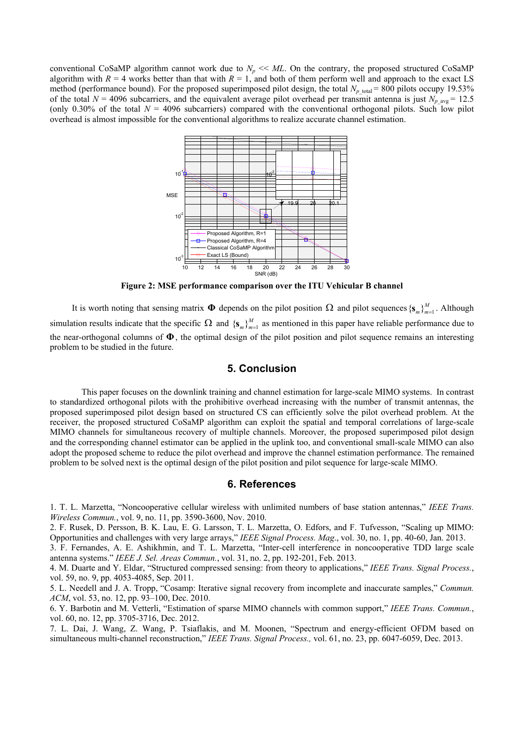conventional CoSaMP algorithm cannot work due to $N_p << ML$. On the contrary, the proposed structured CoSaMP algorithm with $R = 4$ works better than that with $R = 1$, and both of them perform well and approach to the exact LS method (performance bound). For the proposed superimposed pilot design, the total $N_{p\_total} = 800$ pilots occupy 19.53% of the total $N = 4096$ subcarriers, and the equivalent average pilot overhead per transmit antenna is just $N_{p\_avg} = 12.5$ (only 0.30% of the total $N = 4096$ subcarriers) compared with the conventional orthogonal pilots. Such low pilot overhead is almost impossible for the conventional algorithms to realize accurate channel estimation.

MSE
$10^{-1}$
$10^{-2}$
$10^{-3}$
$10^{-2}$
19.9
20
20.1
10
12
14
16
18
20
22
24
26
28
30
SNR (dB)
Proposed Algorithm, R=1
Proposed Algorithm, R=4
Classical CoSaMP Algorithm
Exact LS (Bound)

**Figure 2: MSE performance comparison over the ITU Vehicular B channel**

It is worth noting that sensing matrix $\mathbf{\Phi}$ depends on the pilot position $\Omega$ and pilot sequences $\{\mathbf{s}_m\}_{m=1}^{M}$. Although simulation results indicate that the specific $\Omega$ and $\{\mathbf{s}_m\}_{m=1}^{M}$ as mentioned in this paper have reliable performance due to the near-orthogonal columns of $\mathbf{\Phi}$, the optimal design of the pilot position and pilot sequence remains an interesting problem to be studied in the future.

## 5. Conclusion

This paper focuses on the downlink training and channel estimation for large-scale MIMO systems. In contrast to standardized orthogonal pilots with the prohibitive overhead increasing with the number of transmit antennas, the proposed superimposed pilot design based on structured CS can efficiently solve the pilot overhead problem. At the receiver, the proposed structured CoSaMP algorithm can exploit the spatial and temporal correlations of large-scale MIMO channels for simultaneous recovery of multiple channels. Moreover, the proposed superimposed pilot design and the corresponding channel estimator can be applied in the uplink too, and conventional small-scale MIMO can also adopt the proposed scheme to reduce the pilot overhead and improve the channel estimation performance. The remained problem to be solved next is the optimal design of the pilot position and pilot sequence for large-scale MIMO.

## 6. References

1. T. L. Marzetta, "Noncooperative cellular wireless with unlimited numbers of base station antennas," *IEEE Trans. Wireless Commun.*, vol. 9, no. 11, pp. 3590-3600, Nov. 2010.
2. F. Rusek, D. Persson, B. K. Lau, E. G. Larsson, T. L. Marzetta, O. Edfors, and F. Tufvesson, "Scaling up MIMO: Opportunities and challenges with very large arrays," *IEEE Signal Process. Mag*., vol. 30, no. 1, pp. 40-60, Jan. 2013.
3. F. Fernandes, A. E. Ashikhmin, and T. L. Marzetta, "Inter-cell interference in noncooperative TDD large scale antenna systems." *IEEE J. Sel. Areas Commun.*, vol. 31, no. 2, pp. 192-201, Feb. 2013.
4. M. Duarte and Y. Eldar, "Structured compressed sensing: from theory to applications," *IEEE Trans. Signal Process.*, vol. 59, no. 9, pp. 4053-4085, Sep. 2011.
5. L. Needell and J. A. Tropp, "Cosamp: Iterative signal recovery from incomplete and inaccurate samples," *Commun. ACM*, vol. 53, no. 12, pp. 93–100, Dec. 2010.
6. Y. Barbotin and M. Vetterli, "Estimation of sparse MIMO channels with common support," *IEEE Trans. Commun.*, vol. 60, no. 12, pp. 3705-3716, Dec. 2012.
7. L. Dai, J. Wang, Z. Wang, P. Tsiaflakis, and M. Moonen, "Spectrum and energy-efficient OFDM based on simultaneous multi-channel reconstruction," *IEEE Trans. Signal Process.,* vol. 61, no. 23, pp. 6047-6059, Dec. 2013.